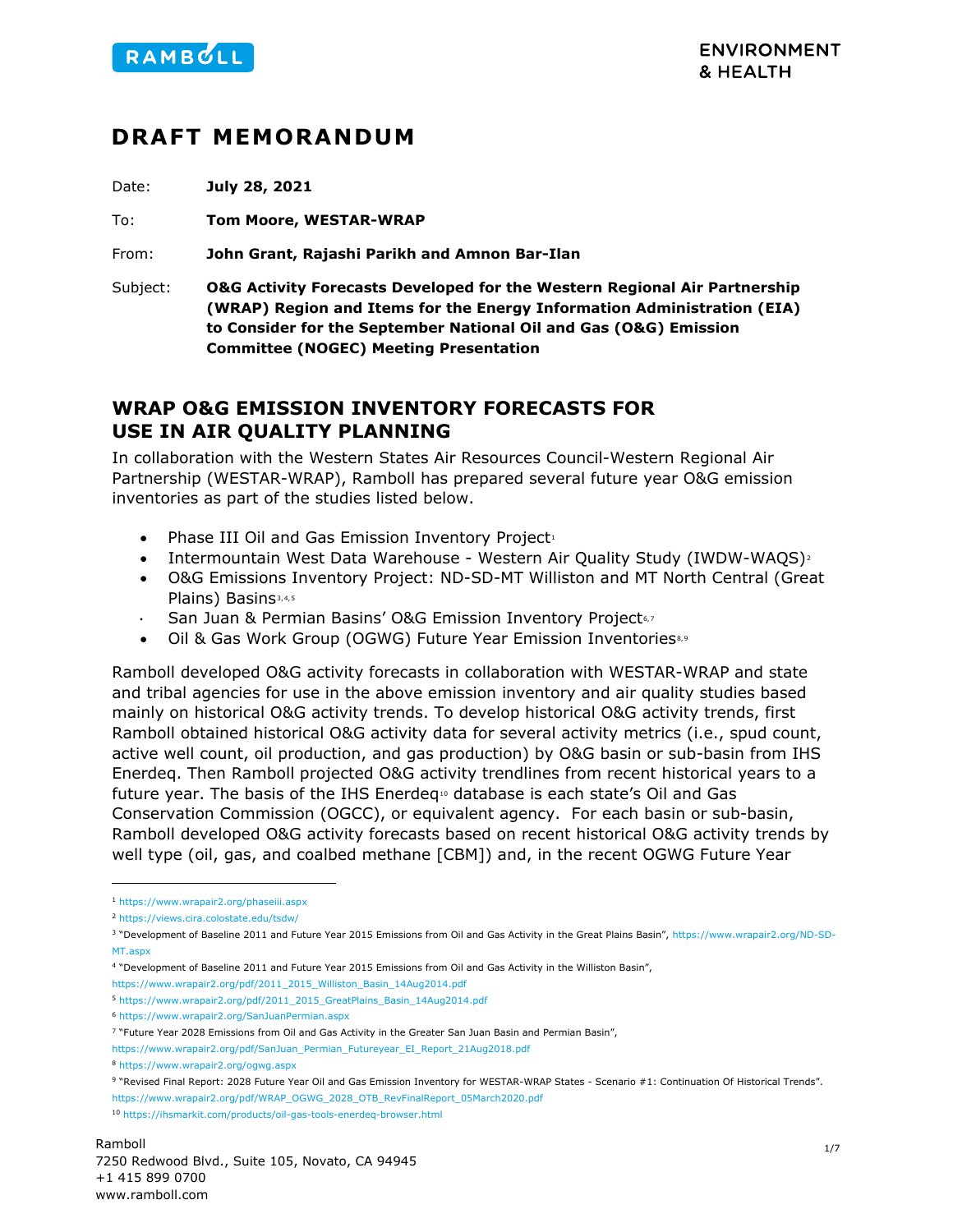# DRAFT MEMORANDUM

Date: **July 28, 2021**

To: **Tom Moore, WESTAR-WRAP**

From: **John Grant, Rajashi Parikh and Amnon Bar-Ilan**

Subject: **O&G Activity Forecasts Developed for the Western Regional Air Partnership (WRAP) Region and Items for the Energy Information Administration (EIA) to Consider for the September National Oil and Gas (O&G) Emission Committee (NOGEC) Meeting Presentation**

## WRAP O&G EMISSION INVENTORY FORECASTS FOR USE IN AIR QUALITY PLANNING

In collaboration with the Western States Air Resources Council-Western Regional Air Partnership (WESTAR-WRAP), Ramboll has prepared several future year O&G emission inventories as part of the studies listed below.

- Phase III Oil and Gas Emission Inventory Project[1]
- Intermountain West Data Warehouse - Western Air Quality Study (IWDW-WAQS)[2]
- O&G Emissions Inventory Project: ND-SD-MT Williston and MT North Central (Great Plains) Basins[3,4,5]
- San Juan & Permian Basins' O&G Emission Inventory Project[6,7]
- Oil & Gas Work Group (OGWG) Future Year Emission Inventories[8,9]

Ramboll developed O&G activity forecasts in collaboration with WESTAR-WRAP and state and tribal agencies for use in the above emission inventory and air quality studies based mainly on historical O&G activity trends. To develop historical O&G activity trends, first Ramboll obtained historical O&G activity data for several activity metrics (i.e., spud count, active well count, oil production, and gas production) by O&G basin or sub-basin from IHS Enerdeq. Then Ramboll projected O&G activity trendlines from recent historical years to a future year. The basis of the IHS Enerdeq[10] database is each state's Oil and Gas Conservation Commission (OGCC), or equivalent agency. For each basin or sub-basin, Ramboll developed O&G activity forecasts based on recent historical O&G activity trends by well type (oil, gas, and coalbed methane [CBM]) and, in the recent OGWG Future Year

---

[1] https://www.wrapair2.org/phaseiii.aspx

[2] https://views.cira.colostate.edu/tsdw/

[3] "Development of Baseline 2011 and Future Year 2015 Emissions from Oil and Gas Activity in the Great Plains Basin", https://www.wrapair2.org/ND-SD-MT.aspx

[4] "Development of Baseline 2011 and Future Year 2015 Emissions from Oil and Gas Activity in the Williston Basin", https://www.wrapair2.org/pdf/2011_2015_Williston_Basin_14Aug2014.pdf

[5] https://www.wrapair2.org/pdf/2011_2015_GreatPlains_Basin_14Aug2014.pdf

[6] https://www.wrapair2.org/SanJuanPermian.aspx

[7] "Future Year 2028 Emissions from Oil and Gas Activity in the Greater San Juan Basin and Permian Basin", https://www.wrapair2.org/pdf/SanJuan_Permian_Futureyear_EI_Report_21Aug2018.pdf

[8] https://www.wrapair2.org/ogwg.aspx

[9] "Revised Final Report: 2028 Future Year Oil and Gas Emission Inventory for WESTAR-WRAP States - Scenario #1: Continuation Of Historical Trends". https://www.wrapair2.org/pdf/WRAP_OGWG_2028_OTB_RevFinalReport_05March2020.pdf

[10] https://ihsmarkit.com/products/oil-gas-tools-enerdeq-browser.html

Ramboll
7250 Redwood Blvd., Suite 105, Novato, CA 94945
+1 415 899 0700
www.ramboll.com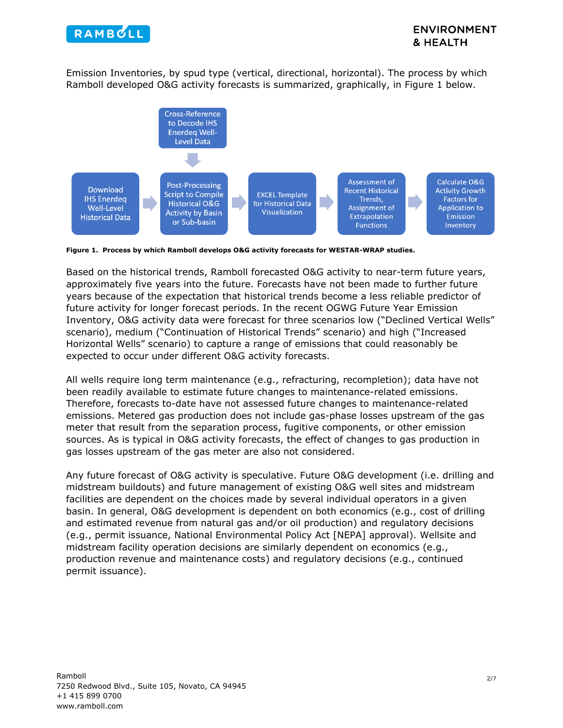Emission Inventories, by spud type (vertical, directional, horizontal). The process by which Ramboll developed O&G activity forecasts is summarized, graphically, in Figure 1 below.

Cross-Reference to Decode IHS Enerdeq Well-Level Data

Download IHS Enerdeq Well-Level Historical Data → Post-Processing Script to Compile Historical O&G Activity by Basin or Sub-basin → EXCEL Template for Historical Data Visualization → Assessment of Recent Historical Trends, Assignment of Extrapolation Functions → Calculate O&G Activity Growth Factors for Application to Emission Inventory

**Figure 1. Process by which Ramboll develops O&G activity forecasts for WESTAR-WRAP studies.**

Based on the historical trends, Ramboll forecasted O&G activity to near-term future years, approximately five years into the future. Forecasts have not been made to further future years because of the expectation that historical trends become a less reliable predictor of future activity for longer forecast periods. In the recent OGWG Future Year Emission Inventory, O&G activity data were forecast for three scenarios low ("Declined Vertical Wells" scenario), medium ("Continuation of Historical Trends" scenario) and high ("Increased Horizontal Wells" scenario) to capture a range of emissions that could reasonably be expected to occur under different O&G activity forecasts.

All wells require long term maintenance (e.g., refracturing, recompletion); data have not been readily available to estimate future changes to maintenance-related emissions. Therefore, forecasts to-date have not assessed future changes to maintenance-related emissions. Metered gas production does not include gas-phase losses upstream of the gas meter that result from the separation process, fugitive components, or other emission sources. As is typical in O&G activity forecasts, the effect of changes to gas production in gas losses upstream of the gas meter are also not considered.

Any future forecast of O&G activity is speculative. Future O&G development (i.e. drilling and midstream buildouts) and future management of existing O&G well sites and midstream facilities are dependent on the choices made by several individual operators in a given basin. In general, O&G development is dependent on both economics (e.g., cost of drilling and estimated revenue from natural gas and/or oil production) and regulatory decisions (e.g., permit issuance, National Environmental Policy Act [NEPA] approval). Wellsite and midstream facility operation decisions are similarly dependent on economics (e.g., production revenue and maintenance costs) and regulatory decisions (e.g., continued permit issuance).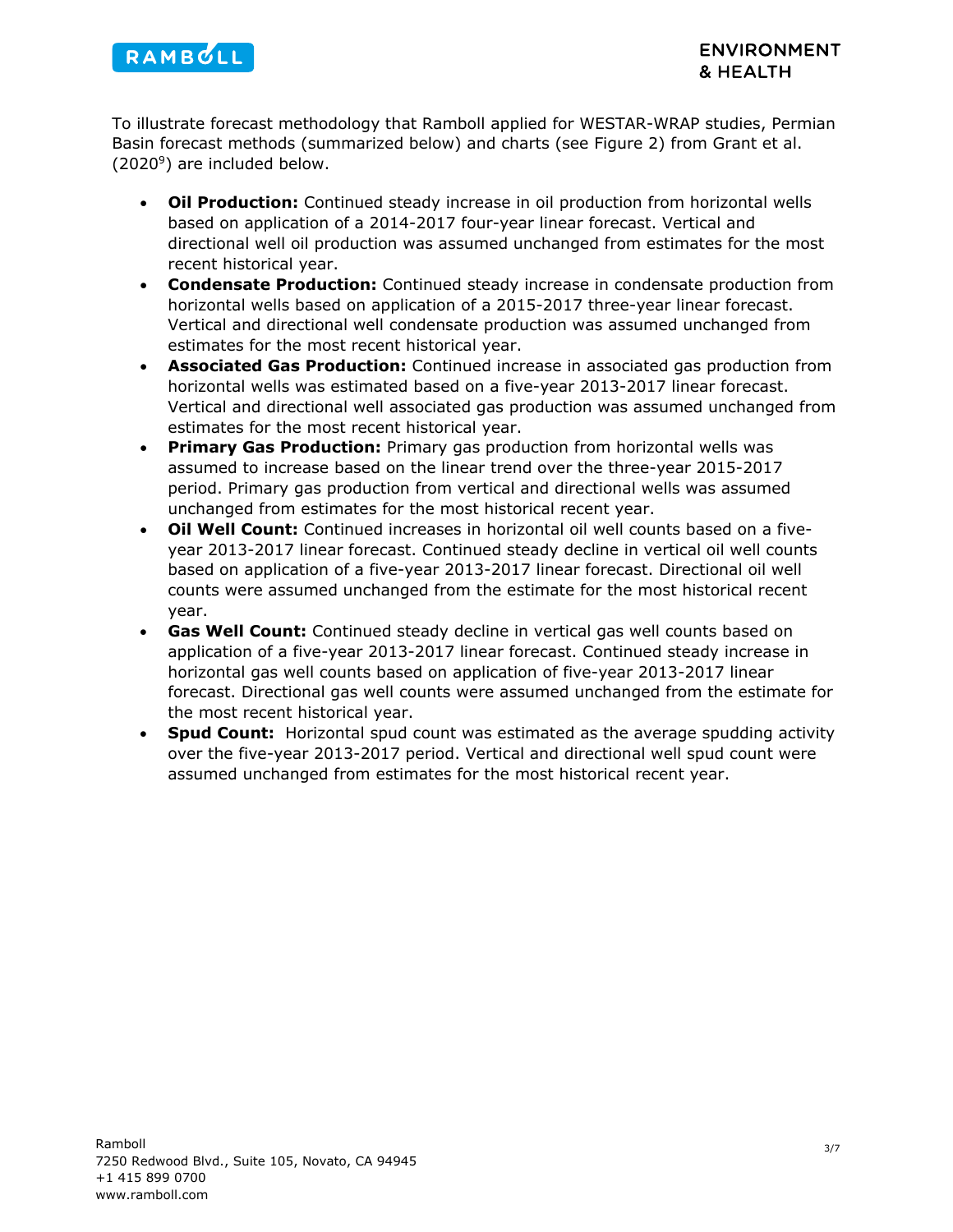To illustrate forecast methodology that Ramboll applied for WESTAR-WRAP studies, Permian Basin forecast methods (summarized below) and charts (see Figure 2) from Grant et al. (2020[9]) are included below.

- **Oil Production:** Continued steady increase in oil production from horizontal wells based on application of a 2014-2017 four-year linear forecast. Vertical and directional well oil production was assumed unchanged from estimates for the most recent historical year.
- **Condensate Production:** Continued steady increase in condensate production from horizontal wells based on application of a 2015-2017 three-year linear forecast. Vertical and directional well condensate production was assumed unchanged from estimates for the most recent historical year.
- **Associated Gas Production:** Continued increase in associated gas production from horizontal wells was estimated based on a five-year 2013-2017 linear forecast. Vertical and directional well associated gas production was assumed unchanged from estimates for the most recent historical year.
- **Primary Gas Production:** Primary gas production from horizontal wells was assumed to increase based on the linear trend over the three-year 2015-2017 period. Primary gas production from vertical and directional wells was assumed unchanged from estimates for the most historical recent year.
- **Oil Well Count:** Continued increases in horizontal oil well counts based on a five-year 2013-2017 linear forecast. Continued steady decline in vertical oil well counts based on application of a five-year 2013-2017 linear forecast. Directional oil well counts were assumed unchanged from the estimate for the most historical recent year.
- **Gas Well Count:** Continued steady decline in vertical gas well counts based on application of a five-year 2013-2017 linear forecast. Continued steady increase in horizontal gas well counts based on application of five-year 2013-2017 linear forecast. Directional gas well counts were assumed unchanged from the estimate for the most recent historical year.
- **Spud Count:** Horizontal spud count was estimated as the average spudding activity over the five-year 2013-2017 period. Vertical and directional well spud count were assumed unchanged from estimates for the most historical recent year.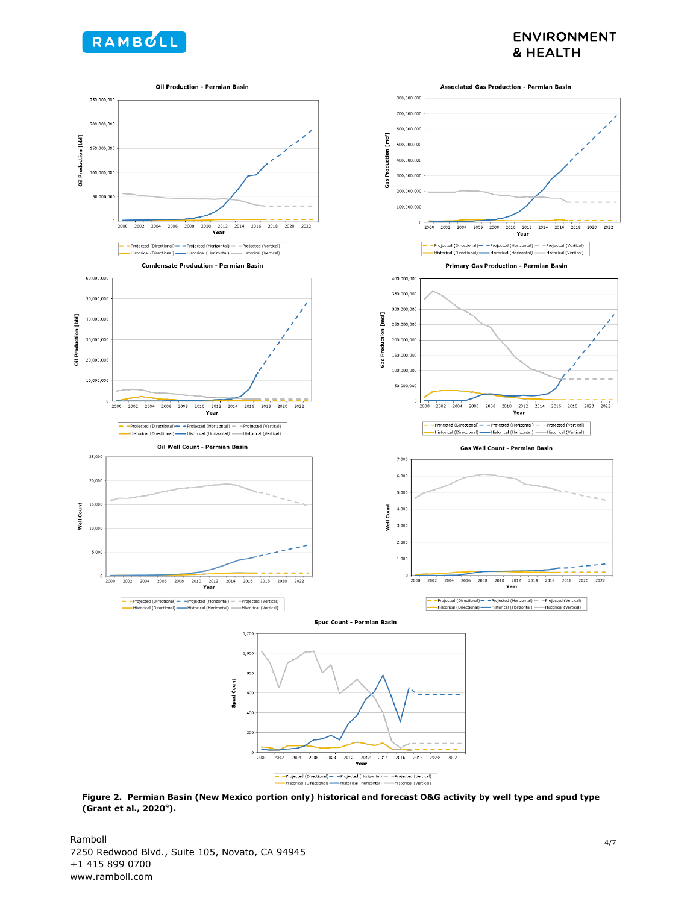**Figure 2. Permian Basin (New Mexico portion only) historical and forecast O&G activity by well type and spud type (Grant et al., 2020[9]).**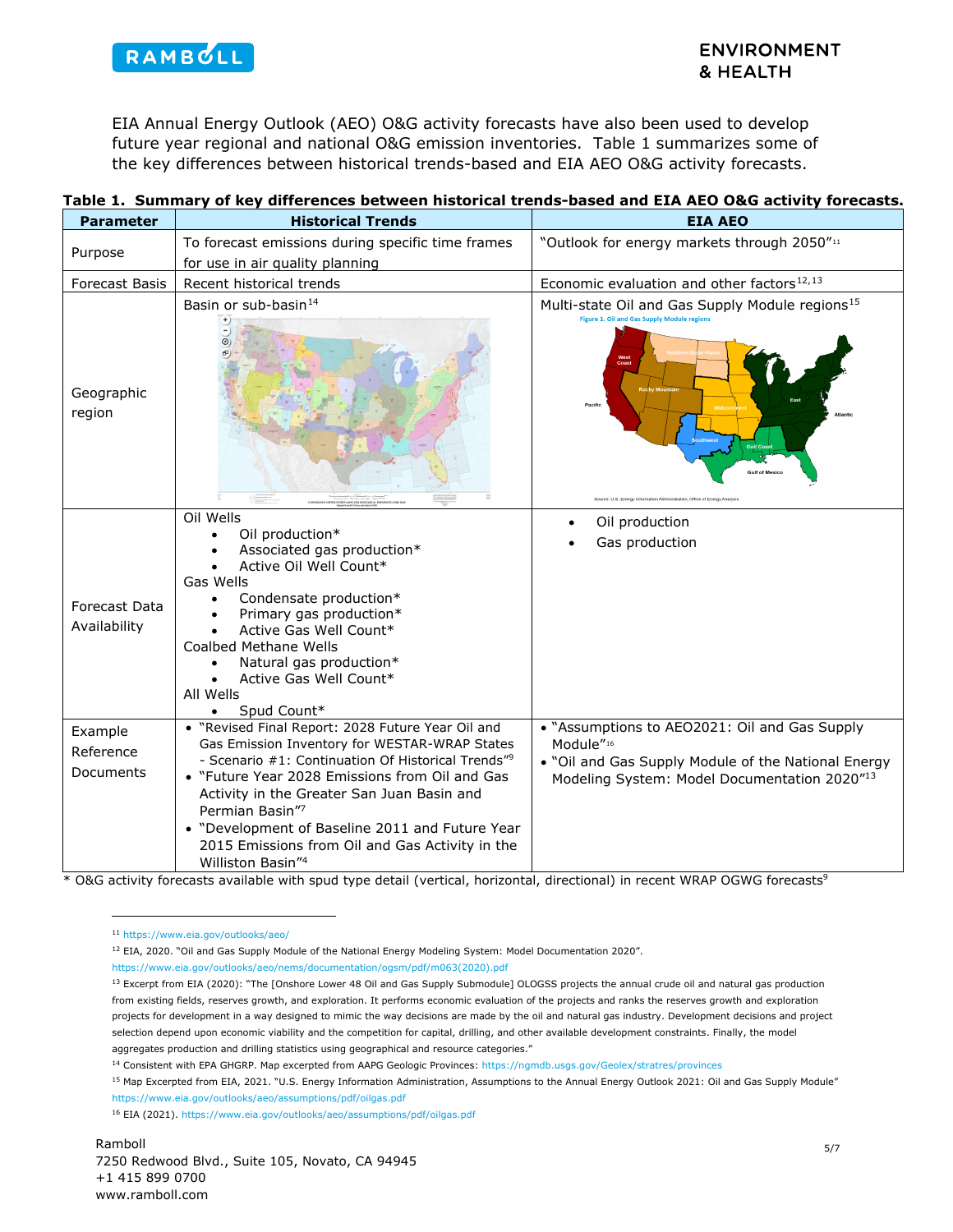EIA Annual Energy Outlook (AEO) O&G activity forecasts have also been used to develop future year regional and national O&G emission inventories. Table 1 summarizes some of the key differences between historical trends-based and EIA AEO O&G activity forecasts.

**Table 1. Summary of key differences between historical trends-based and EIA AEO O&G activity forecasts.**

| Parameter | Historical Trends | EIA AEO |
|---|---|---|
| Purpose | To forecast emissions during specific time frames for use in air quality planning | "Outlook for energy markets through 2050"[11] |
| Forecast Basis | Recent historical trends | Economic evaluation and other factors[12,13] |
| Geographic region | Basin or sub-basin[14] | Multi-state Oil and Gas Supply Module regions[15] |
| Forecast Data Availability | Oil Wells<br>• Oil production*<br>• Associated gas production*<br>• Active Oil Well Count*<br>Gas Wells<br>• Condensate production*<br>• Primary gas production*<br>• Active Gas Well Count*<br>Coalbed Methane Wells<br>• Natural gas production*<br>• Active Gas Well Count*<br>All Wells<br>• Spud Count* | • Oil production<br>• Gas production |
| Example Reference Documents | • "Revised Final Report: 2028 Future Year Oil and Gas Emission Inventory for WESTAR-WRAP States - Scenario #1: Continuation Of Historical Trends"[9]<br>• "Future Year 2028 Emissions from Oil and Gas Activity in the Greater San Juan Basin and Permian Basin"[7]<br>• "Development of Baseline 2011 and Future Year 2015 Emissions from Oil and Gas Activity in the Williston Basin"[4] | • "Assumptions to AEO2021: Oil and Gas Supply Module"[16]<br>• "Oil and Gas Supply Module of the National Energy Modeling System: Model Documentation 2020"[13] |

\* O&G activity forecasts available with spud type detail (vertical, horizontal, directional) in recent WRAP OGWG forecasts[9]

---

[11] https://www.eia.gov/outlooks/aeo/

[12] EIA, 2020. "Oil and Gas Supply Module of the National Energy Modeling System: Model Documentation 2020". https://www.eia.gov/outlooks/aeo/nems/documentation/ogsm/pdf/m063(2020).pdf

[13] Excerpt from EIA (2020): "The [Onshore Lower 48 Oil and Gas Supply Submodule] OLOGSS projects the annual crude oil and natural gas production from existing fields, reserves growth, and exploration. It performs economic evaluation of the projects and ranks the reserves growth and exploration projects for development in a way designed to mimic the way decisions are made by the oil and natural gas industry. Development decisions and project selection depend upon economic viability and the competition for capital, drilling, and other available development constraints. Finally, the model aggregates production and drilling statistics using geographical and resource categories."

[14] Consistent with EPA GHGRP. Map excerpted from AAPG Geologic Provinces: https://ngmdb.usgs.gov/Geolex/stratres/provinces

[15] Map Excerpted from EIA, 2021. "U.S. Energy Information Administration, Assumptions to the Annual Energy Outlook 2021: Oil and Gas Supply Module" https://www.eia.gov/outlooks/aeo/assumptions/pdf/oilgas.pdf

[16] EIA (2021). https://www.eia.gov/outlooks/aeo/assumptions/pdf/oilgas.pdf

Ramboll
7250 Redwood Blvd., Suite 105, Novato, CA 94945
+1 415 899 0700
www.ramboll.com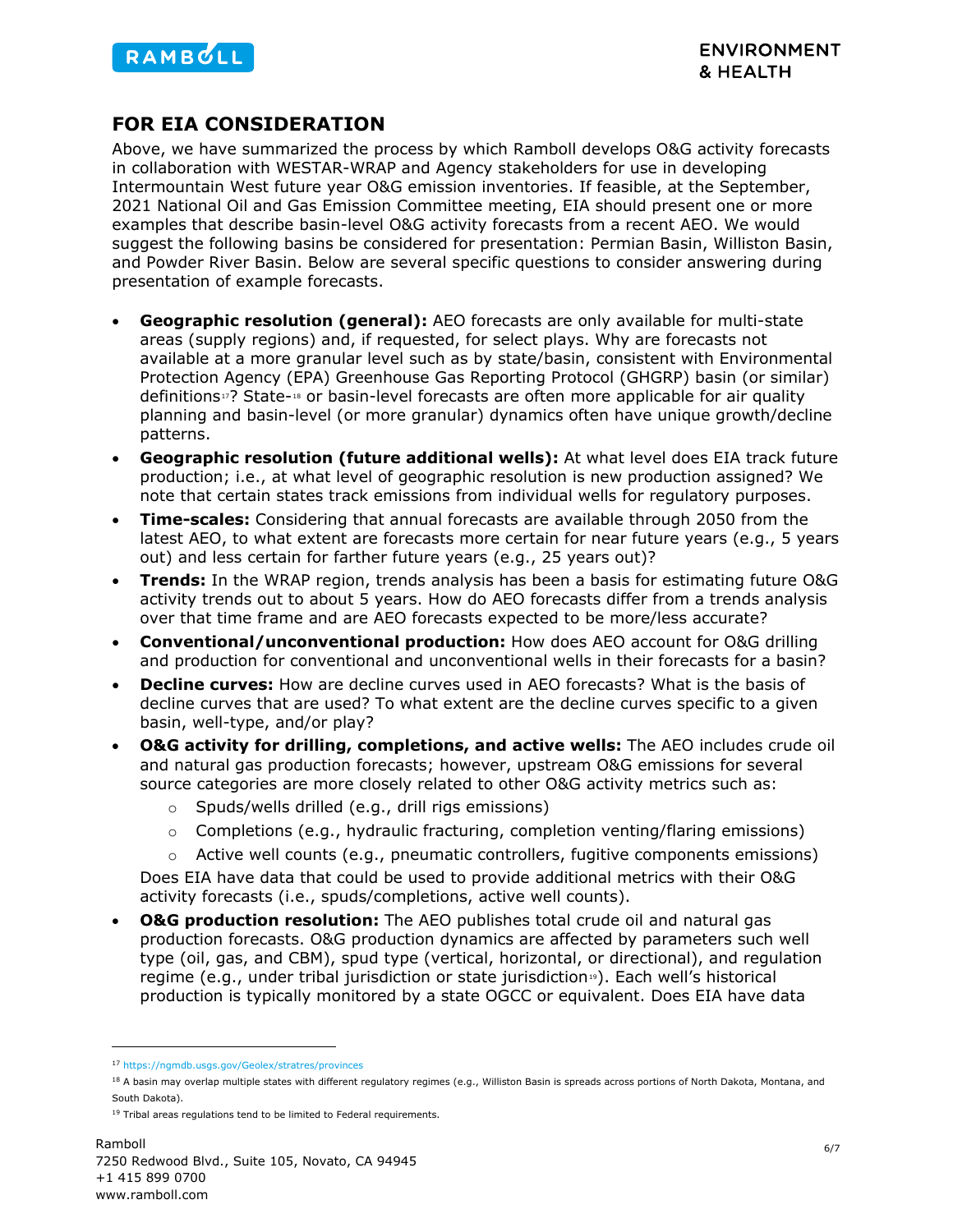## FOR EIA CONSIDERATION

Above, we have summarized the process by which Ramboll develops O&G activity forecasts in collaboration with WESTAR-WRAP and Agency stakeholders for use in developing Intermountain West future year O&G emission inventories. If feasible, at the September, 2021 National Oil and Gas Emission Committee meeting, EIA should present one or more examples that describe basin-level O&G activity forecasts from a recent AEO. We would suggest the following basins be considered for presentation: Permian Basin, Williston Basin, and Powder River Basin. Below are several specific questions to consider answering during presentation of example forecasts.

- **Geographic resolution (general):** AEO forecasts are only available for multi-state areas (supply regions) and, if requested, for select plays. Why are forecasts not available at a more granular level such as by state/basin, consistent with Environmental Protection Agency (EPA) Greenhouse Gas Reporting Protocol (GHGRP) basin (or similar) definitions[17]? State-[18] or basin-level forecasts are often more applicable for air quality planning and basin-level (or more granular) dynamics often have unique growth/decline patterns.
- **Geographic resolution (future additional wells):** At what level does EIA track future production; i.e., at what level of geographic resolution is new production assigned? We note that certain states track emissions from individual wells for regulatory purposes.
- **Time-scales:** Considering that annual forecasts are available through 2050 from the latest AEO, to what extent are forecasts more certain for near future years (e.g., 5 years out) and less certain for farther future years (e.g., 25 years out)?
- **Trends:** In the WRAP region, trends analysis has been a basis for estimating future O&G activity trends out to about 5 years. How do AEO forecasts differ from a trends analysis over that time frame and are AEO forecasts expected to be more/less accurate?
- **Conventional/unconventional production:** How does AEO account for O&G drilling and production for conventional and unconventional wells in their forecasts for a basin?
- **Decline curves:** How are decline curves used in AEO forecasts? What is the basis of decline curves that are used? To what extent are the decline curves specific to a given basin, well-type, and/or play?
- **O&G activity for drilling, completions, and active wells:** The AEO includes crude oil and natural gas production forecasts; however, upstream O&G emissions for several source categories are more closely related to other O&G activity metrics such as:
  - Spuds/wells drilled (e.g., drill rigs emissions)
  - Completions (e.g., hydraulic fracturing, completion venting/flaring emissions)
  - Active well counts (e.g., pneumatic controllers, fugitive components emissions)

  Does EIA have data that could be used to provide additional metrics with their O&G activity forecasts (i.e., spuds/completions, active well counts).
- **O&G production resolution:** The AEO publishes total crude oil and natural gas production forecasts. O&G production dynamics are affected by parameters such well type (oil, gas, and CBM), spud type (vertical, horizontal, or directional), and regulation regime (e.g., under tribal jurisdiction or state jurisdiction[19]). Each well's historical production is typically monitored by a state OGCC or equivalent. Does EIA have data

---

[17] https://ngmdb.usgs.gov/Geolex/stratres/provinces

[18] A basin may overlap multiple states with different regulatory regimes (e.g., Williston Basin is spreads across portions of North Dakota, Montana, and South Dakota).

[19] Tribal areas regulations tend to be limited to Federal requirements.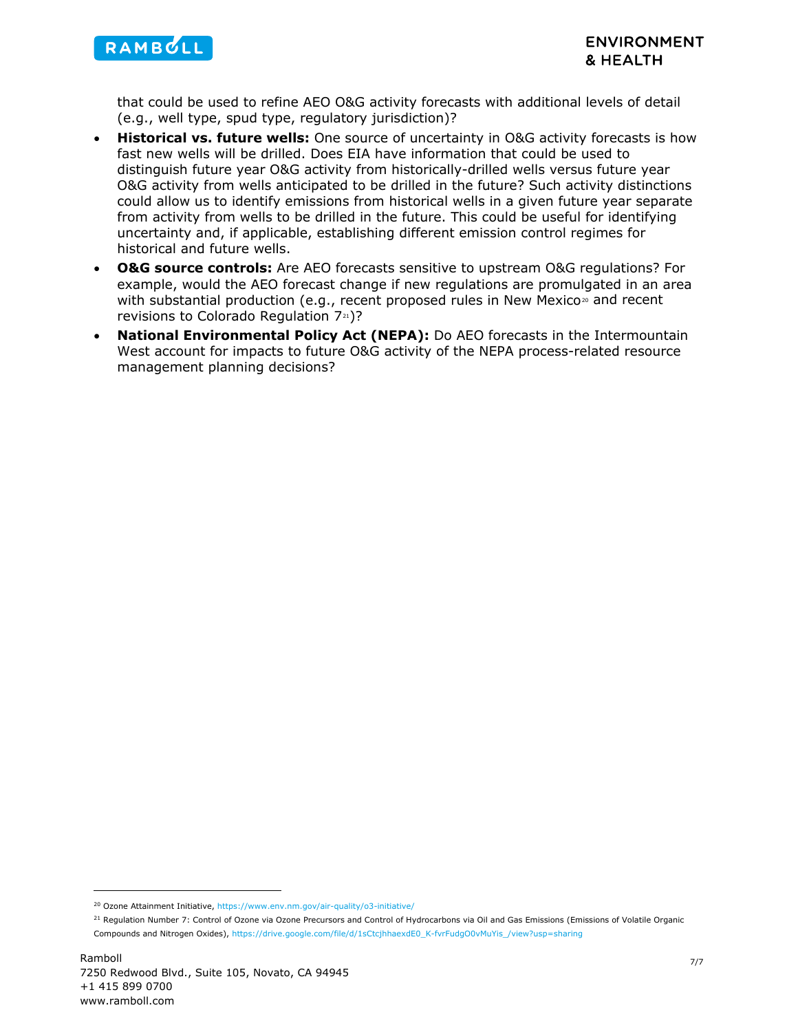that could be used to refine AEO O&G activity forecasts with additional levels of detail (e.g., well type, spud type, regulatory jurisdiction)?

- **Historical vs. future wells:** One source of uncertainty in O&G activity forecasts is how fast new wells will be drilled. Does EIA have information that could be used to distinguish future year O&G activity from historically-drilled wells versus future year O&G activity from wells anticipated to be drilled in the future? Such activity distinctions could allow us to identify emissions from historical wells in a given future year separate from activity from wells to be drilled in the future. This could be useful for identifying uncertainty and, if applicable, establishing different emission control regimes for historical and future wells.
- **O&G source controls:** Are AEO forecasts sensitive to upstream O&G regulations? For example, would the AEO forecast change if new regulations are promulgated in an area with substantial production (e.g., recent proposed rules in New Mexico[20] and recent revisions to Colorado Regulation 7[21])?
- **National Environmental Policy Act (NEPA):** Do AEO forecasts in the Intermountain West account for impacts to future O&G activity of the NEPA process-related resource management planning decisions?

---

[20] Ozone Attainment Initiative, https://www.env.nm.gov/air-quality/o3-initiative/

[21] Regulation Number 7: Control of Ozone via Ozone Precursors and Control of Hydrocarbons via Oil and Gas Emissions (Emissions of Volatile Organic Compounds and Nitrogen Oxides), https://drive.google.com/file/d/1sCtcjhhaexdE0_K-fvrFudgO0vMuYis_/view?usp=sharing